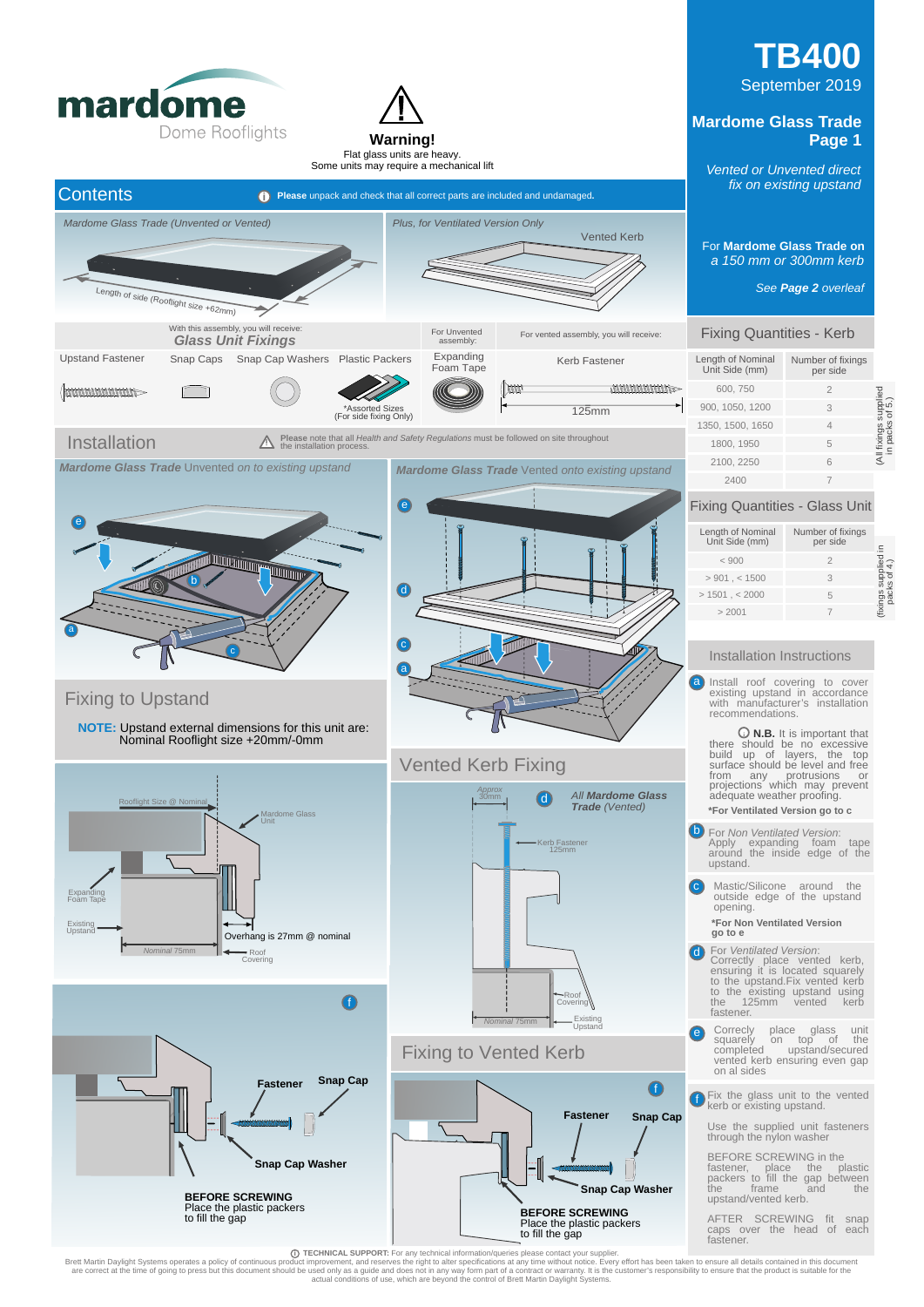# TB400

September 2019

## Mardome Glass Trade Page 1

*Vented or Unvented direct fix on existing upstand*

For **Mardome Glass Trade on** *a 150 mm or 300mm kerb*

*See* ***Page 2*** *overleaf*

mardome Dome Rooflights

**Warning!**
Flat glass units are heavy.
Some units may require a mechanical lift

## Contents

**Please** unpack and check that all correct parts are included and undamaged.

*Mardome Glass Trade (Unvented or Vented)*

Length of side (Rooflight size +62mm)

*Plus, for Ventilated Version Only*

Vented Kerb

With this assembly, you will receive: ***Glass Unit Fixings***

Upstand Fastener | Snap Caps | Snap Cap Washers | Plastic Packers

*Assorted Sizes (For side fixing Only)

For Unvented assembly: Expanding Foam Tape

For vented assembly, you will receive: Kerb Fastener 125mm

## Fixing Quantities - Kerb

| Length of Nominal Unit Side (mm) | Number of fixings per side |
|---|---|
| 600, 750 | 2 |
| 900, 1050, 1200 | 3 |
| 1350, 1500, 1650 | 4 |
| 1800, 1950 | 5 |
| 2100, 2250 | 6 |
| 2400 | 7 |

(All fixings supplied in packs of 5.)

## Fixing Quantities - Glass Unit

| Length of Nominal Unit Side (mm) | Number of fixings per side |
|---|---|
| < 900 | 2 |
| > 901 , < 1500 | 3 |
| > 1501 , < 2000 | 5 |
| > 2001 | 7 |

(fixings supplied in packs of 4.)

## Installation

**Please** note that all *Health and Safety Regulations* must be followed on site throughout the installation process.

***Mardome Glass Trade*** *Unvented on to existing upstand*

***Mardome Glass Trade*** *Vented onto existing upstand*

## Fixing to Upstand

**NOTE:** Upstand external dimensions for this unit are: Nominal Rooflight size +20mm/-0mm

Rooflight Size @ Nominal — Mardome Glass Unit — Expanding Foam Tape — Existing Upstand — Nominal 75mm — Overhang is 27mm @ nominal — Roof Covering

## Vented Kerb Fixing

Approx 30mm — *All* ***Mardome Glass Trade*** *(Vented)* — Kerb Fastener 125mm — Roof Covering — Nominal 75mm — Existing Upstand

**Fastener** — **Snap Cap** — **Snap Cap Washer**

**BEFORE SCREWING**
Place the plastic packers to fill the gap

## Fixing to Vented Kerb

**Fastener** — **Snap Cap** — **Snap Cap Washer**

**BEFORE SCREWING**
Place the plastic packers to fill the gap

## Installation Instructions

**a** Install roof covering to cover existing upstand in accordance with manufacturer's installation recommendations.

**N.B.** It is important that there should be no excessive build up of layers, the top surface should be level and free from any protrusions or projections which may prevent adequate weather proofing.

***For Ventilated Version go to c**

**b** For *Non Ventilated Version*: Apply expanding foam tape around the inside edge of the upstand.

**c** Mastic/Silicone around the outside edge of the upstand opening.

***For Non Ventilated Version go to e**

**d** For *Ventilated Version*: Correctly place vented kerb, ensuring it is located squarely to the upstand. Fix vented kerb to the existing upstand using the 125mm vented kerb fastener.

**e** Correctly place glass unit squarely on top of the completed upstand/secured vented kerb ensuring even gap on al sides

**f** Fix the glass unit to the vented kerb or existing upstand.

Use the supplied unit fasteners through the nylon washer

BEFORE SCREWING in the fastener, place the plastic packers to fill the gap between the frame and the upstand/vented kerb.

AFTER SCREWING fit snap caps over the head of each fastener.

**TECHNICAL SUPPORT:** For any technical information/queries please contact your supplier.

Brett Martin Daylight Systems operates a policy of continuous product improvement, and reserves the right to alter specifications at any time without notice. Every effort has been taken to ensure all details contained in this document are correct at the time of going to press but this document should be used only as a guide and does not in any way form part of a contract or warranty. It is the customer's responsibility to ensure that the product is suitable for the actual conditions of use, which are beyond the control of Brett Martin Daylight Systems.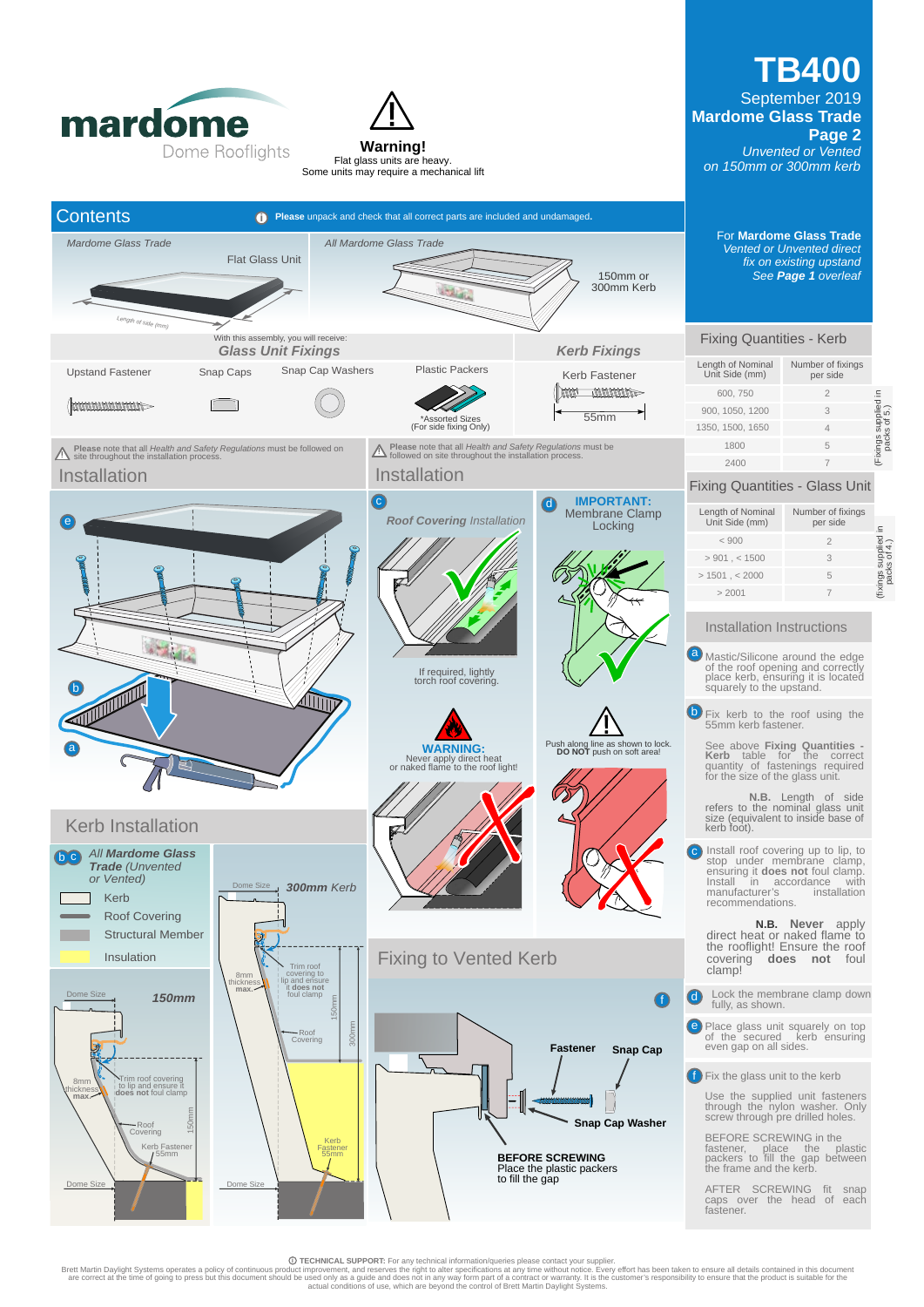mardome
Dome Rooflights

**Warning!**
Flat glass units are heavy.
Some units may require a mechanical lift

# TB400

September 2019
**Mardome Glass Trade**
**Page 2**
*Unvented or Vented on 150mm or 300mm kerb*

For **Mardome Glass Trade** *Vented or Unvented direct fix on existing upstand See* ***Page 1*** *overleaf*

## Contents

**Please** unpack and check that all correct parts are included and undamaged.

*Mardome Glass Trade*
Flat Glass Unit
*Length of side (mm)*

*All Mardome Glass Trade*
150mm or 300mm Kerb

With this assembly, you will receive:

### Glass Unit Fixings

Upstand Fastener
Snap Caps
Snap Cap Washers
Plastic Packers
*Assorted Sizes (For side fixing Only)

### Kerb Fixings

Kerb Fastener
55mm

## Fixing Quantities - Kerb

| Length of Nominal Unit Side (mm) | Number of fixings per side |
|---|---|
| 600, 750 | 2 |
| 900, 1050, 1200 | 3 |
| 1350, 1500, 1650 | 4 |
| 1800 | 5 |
| 2400 | 7 |

(Fixings supplied in packs of 5.)

## Fixing Quantities - Glass Unit

| Length of Nominal Unit Side (mm) | Number of fixings per side |
|---|---|
| < 900 | 2 |
| > 901 , < 1500 | 3 |
| > 1501 , < 2000 | 5 |
| > 2001 | 7 |

(fixings supplied in packs of 4.)

**Please** note that all *Health and Safety Regulations* must be followed on site throughout the installation process.

## Installation

e
b
a

**Please** note that all *Health and Safety Regulations* must be followed on site throughout the installation process.

## Installation

c *Roof Covering Installation*

If required, lightly torch roof covering.

**WARNING:**
Never apply direct heat or naked flame to the roof light!

d **IMPORTANT:** Membrane Clamp Locking

Push along line as shown to lock. **DO NOT** push on soft area!

## Kerb Installation

b c *All* ***Mardome Glass Trade*** *(Unvented or Vented)*

- Kerb
- Roof Covering
- Structural Member
- Insulation

Dome Size **150mm**
8mm thickness max.
Trim roof covering to lip and ensure it **does not** foul clamp
Roof Covering
150mm
Kerb Fastener 55mm
Dome Size

Dome Size **300mm Kerb**
8mm thickness max.
Trim roof covering to lip and ensure it **does not** foul clamp
150mm
300mm
Roof Covering
Kerb Fastener 55mm
Dome Size

## Fixing to Vented Kerb

f
**Fastener**
**Snap Cap**
**Snap Cap Washer**

**BEFORE SCREWING**
Place the plastic packers to fill the gap

## Installation Instructions

a Mastic/Silicone around the edge of the roof opening and correctly place kerb, ensuring it is located squarely to the upstand.

b Fix kerb to the roof using the 55mm kerb fastener.

See above **Fixing Quantities - Kerb** table for the correct quantity of fastenings required for the size of the glass unit.

**N.B.** Length of side refers to the nominal glass unit size (equivalent to inside base of kerb foot).

c Install roof covering up to lip, to stop under membrane clamp, ensuring it **does not** foul clamp. Install in accordance with manufacturer's installation recommendations.

**N.B. Never** apply direct heat or naked flame to the rooflight! Ensure the roof covering **does not** foul clamp!

d Lock the membrane clamp down fully, as shown.

e Place glass unit squarely on top of the secured kerb ensuring even gap on all sides.

f Fix the glass unit to the kerb

Use the supplied unit fasteners through the nylon washer. Only screw through pre drilled holes.

BEFORE SCREWING in the fastener, place the plastic packers to fill the gap between the frame and the kerb.

AFTER SCREWING fit snap caps over the head of each fastener.

**TECHNICAL SUPPORT:** For any technical information/queries please contact your supplier.
Brett Martin Daylight Systems operates a policy of continuous product improvement, and reserves the right to alter specifications at any time without notice. Every effort has been taken to ensure all details contained in this document are correct at the time of going to press but this document should be used only as a guide and does not in any way form part of a contract or warranty. It is the customer's responsibility to ensure that the product is suitable for the actual conditions of use, which are beyond the control of Brett Martin Daylight Systems.